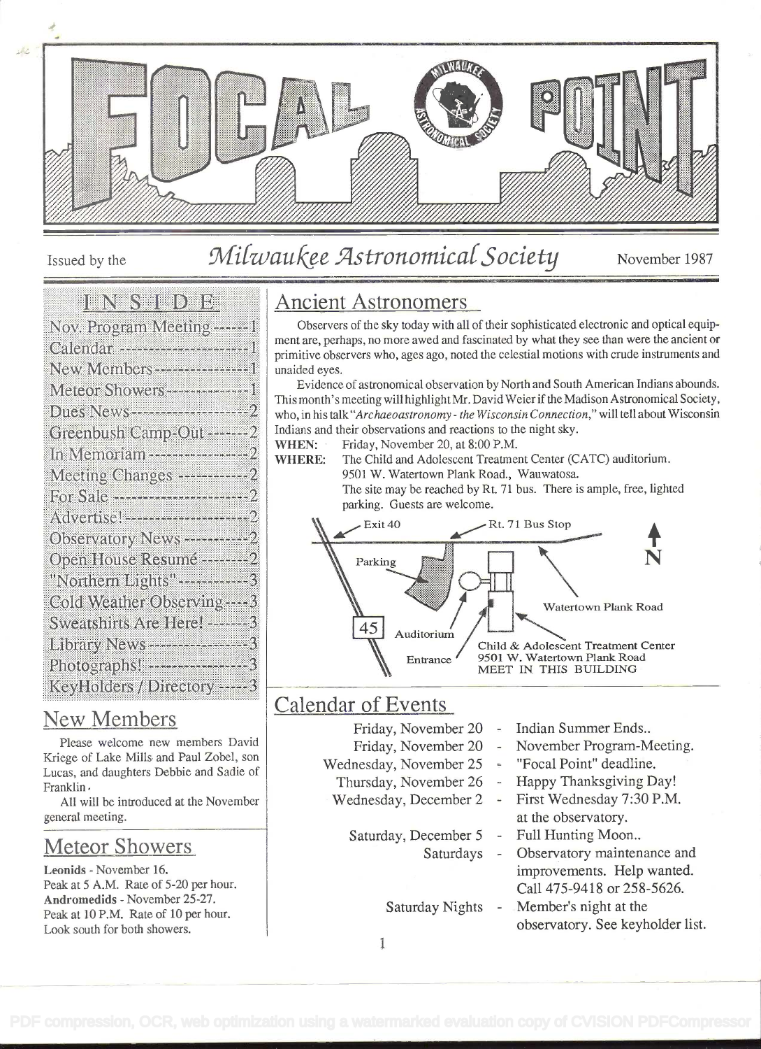# FOCAL POINT

Issued by the *Milwaukee Astronomical Society* November 1987

## INSIDE

- Nov. Program Meeting ------1
- Calendar --------------------1
- New Members ---------------1
- Meteor Showers --------------1
- Dues News ------------------2
- Greenbush Camp-Out -------2
- In Memoriam ----------------2
- Meeting Changes -----------2
- For Sale ---------------------2
- Advertise! --------------------2
- Observatory News -----------2
- Open House Resumé --------2
- "Northern Lights" -----------3
- Cold Weather Observing----3
- Sweatshirts Are Here! -------3
- Library News ----------------3
- Photographs! ----------------3
- KeyHolders / Directory -----3

## New Members

Please welcome new members David Kriege of Lake Mills and Paul Zobel, son Lucas, and daughters Debbie and Sadie of Franklin.

All will be introduced at the November general meeting.

## Meteor Showers

**Leonids** - November 16.
Peak at 5 A.M. Rate of 5-20 per hour.
**Andromedids** - November 25-27.
Peak at 10 P.M. Rate of 10 per hour.
Look south for both showers.

## Ancient Astronomers

Observers of the sky today with all of their sophisticated electronic and optical equipment are, perhaps, no more awed and fascinated by what they see than were the ancient or primitive observers who, ages ago, noted the celestial motions with crude instruments and unaided eyes.

Evidence of astronomical observation by North and South American Indians abounds. This month's meeting will highlight Mr. David Weier if the Madison Astronomical Society, who, in his talk *"Archaeoastronomy - the Wisconsin Connection,"* will tell about Wisconsin Indians and their observations and reactions to the night sky.

**WHEN:** Friday, November 20, at 8:00 P.M.

**WHERE:** The Child and Adolescent Treatment Center (CATC) auditorium. 9501 W. Watertown Plank Road., Wauwatosa.
The site may be reached by Rt. 71 bus. There is ample, free, lighted parking. Guests are welcome.

Exit 40 — Rt. 71 Bus Stop — N — Parking — Watertown Plank Road — 45 — Auditorium — Entrance — Child & Adolescent Treatment Center 9501 W. Watertown Plank Road MEET IN THIS BUILDING

## Calendar of Events

| | |
|---|---|
| Friday, November 20 | Indian Summer Ends.. |
| Friday, November 20 | November Program-Meeting. |
| Wednesday, November 25 | "Focal Point" deadline. |
| Thursday, November 26 | Happy Thanksgiving Day! |
| Wednesday, December 2 | First Wednesday 7:30 P.M. at the observatory. |
| Saturday, December 5 | Full Hunting Moon.. |
| Saturdays | Observatory maintenance and improvements. Help wanted. Call 475-9418 or 258-5626. |
| Saturday Nights | Member's night at the observatory. See keyholder list. |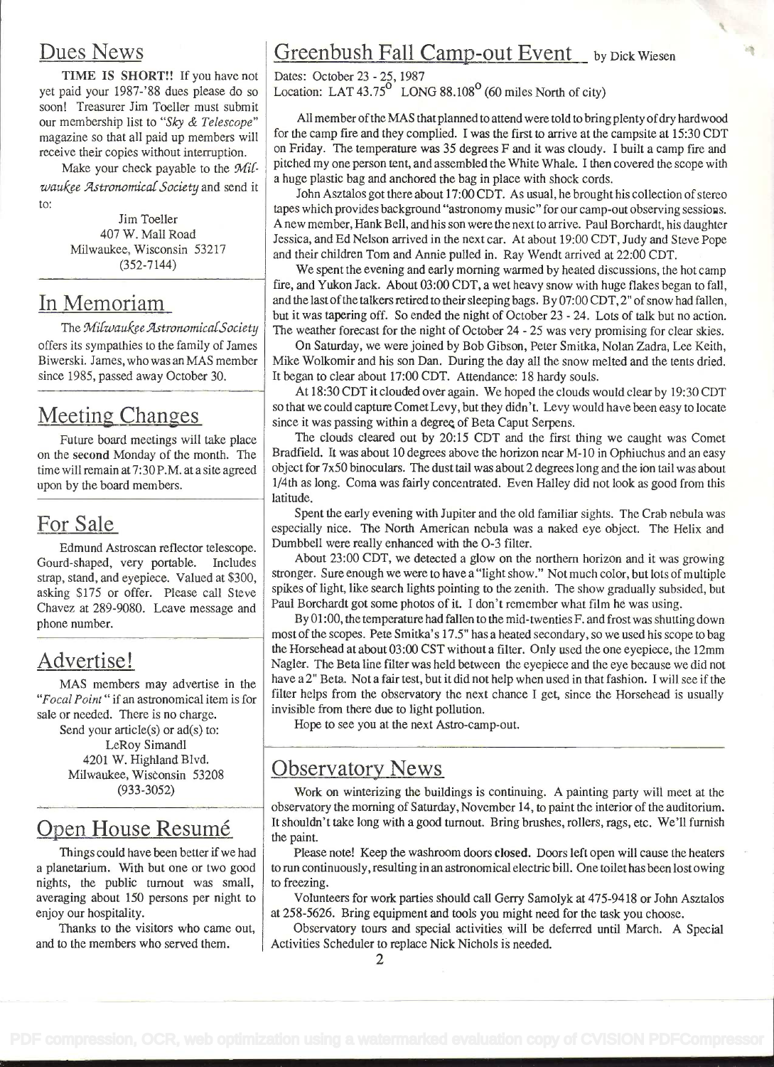## Dues News

**TIME IS SHORT!!** If you have not yet paid your 1987-'88 dues please do so soon! Treasurer Jim Toeller must submit our membership list to "*Sky & Telescope*" magazine so that all paid up members will receive their copies without interruption.

Make your check payable to the *Milwaukee Astronomical Society* and send it to:

Jim Toeller
407 W. Mall Road
Milwaukee, Wisconsin 53217
(352-7144)

## In Memoriam

The *Milwaukee Astronomical Society* offers its sympathies to the family of James Biwerski. James, who was an MAS member since 1985, passed away October 30.

## Meeting Changes

Future board meetings will take place on the second Monday of the month. The time will remain at 7:30 P.M. at a site agreed upon by the board members.

## For Sale

Edmund Astroscan reflector telescope. Gourd-shaped, very portable. Includes strap, stand, and eyepiece. Valued at $300, asking $175 or offer. Please call Steve Chavez at 289-9080. Leave message and phone number.

## Advertise!

MAS members may advertise in the "*Focal Point*" if an astronomical item is for sale or needed. There is no charge.

Send your article(s) or ad(s) to:
LeRoy Simandl
4201 W. Highland Blvd.
Milwaukee, Wisconsin 53208
(933-3052)

## Open House Resumé

Things could have been better if we had a planetarium. With but one or two good nights, the public turnout was small, averaging about 150 persons per night to enjoy our hospitality.

Thanks to the visitors who came out, and to the members who served them.

## Greenbush Fall Camp-out Event by Dick Wiesen

Dates: October 23 - 25, 1987
Location: LAT 43.75° LONG 88.108° (60 miles North of city)

All member of the MAS that planned to attend were told to bring plenty of dry hardwood for the camp fire and they complied. I was the first to arrive at the campsite at 15:30 CDT on Friday. The temperature was 35 degrees F and it was cloudy. I built a camp fire and pitched my one person tent, and assembled the White Whale. I then covered the scope with a huge plastic bag and anchored the bag in place with shock cords.

John Asztalos got there about 17:00 CDT. As usual, he brought his collection of stereo tapes which provides background "astronomy music" for our camp-out observing sessions. A new member, Hank Bell, and his son were the next to arrive. Paul Borchardt, his daughter Jessica, and Ed Nelson arrived in the next car. At about 19:00 CDT, Judy and Steve Pope and their children Tom and Annie pulled in. Ray Wendt arrived at 22:00 CDT.

We spent the evening and early morning warmed by heated discussions, the hot camp fire, and Yukon Jack. About 03:00 CDT, a wet heavy snow with huge flakes began to fall, and the last of the talkers retired to their sleeping bags. By 07:00 CDT, 2" of snow had fallen, but it was tapering off. So ended the night of October 23 - 24. Lots of talk but no action. The weather forecast for the night of October 24 - 25 was very promising for clear skies.

On Saturday, we were joined by Bob Gibson, Peter Smitka, Nolan Zadra, Lee Keith, Mike Wolkomir and his son Dan. During the day all the snow melted and the tents dried. It began to clear about 17:00 CDT. Attendance: 18 hardy souls.

At 18:30 CDT it clouded over again. We hoped the clouds would clear by 19:30 CDT so that we could capture Comet Levy, but they didn't. Levy would have been easy to locate since it was passing within a degree of Beta Caput Serpens.

The clouds cleared out by 20:15 CDT and the first thing we caught was Comet Bradfield. It was about 10 degrees above the horizon near M-10 in Ophiuchus and an easy object for 7x50 binoculars. The dust tail was about 2 degrees long and the ion tail was about 1/4th as long. Coma was fairly concentrated. Even Halley did not look as good from this latitude.

Spent the early evening with Jupiter and the old familiar sights. The Crab nebula was especially nice. The North American nebula was a naked eye object. The Helix and Dumbbell were really enhanced with the O-3 filter.

About 23:00 CDT, we detected a glow on the northern horizon and it was growing stronger. Sure enough we were to have a "light show." Not much color, but lots of multiple spikes of light, like search lights pointing to the zenith. The show gradually subsided, but Paul Borchardt got some photos of it. I don't remember what film he was using.

By 01:00, the temperature had fallen to the mid-twenties F. and frost was shutting down most of the scopes. Pete Smitka's 17.5" has a heated secondary, so we used his scope to bag the Horsehead at about 03:00 CST without a filter. Only used the one eyepiece, the 12mm Nagler. The Beta line filter was held between the eyepiece and the eye because we did not have a 2" Beta. Not a fair test, but it did not help when used in that fashion. I will see if the filter helps from the observatory the next chance I get, since the Horsehead is usually invisible from there due to light pollution.

Hope to see you at the next Astro-camp-out.

## Observatory News

Work on winterizing the buildings is continuing. A painting party will meet at the observatory the morning of Saturday, November 14, to paint the interior of the auditorium. It shouldn't take long with a good turnout. Bring brushes, rollers, rags, etc. We'll furnish the paint.

Please note! Keep the washroom doors **closed**. Doors left open will cause the heaters to run continuously, resulting in an astronomical electric bill. One toilet has been lost owing to freezing.

Volunteers for work parties should call Gerry Samolyk at 475-9418 or John Asztalos at 258-5626. Bring equipment and tools you might need for the task you choose.

Observatory tours and special activities will be deferred until March. A Special Activities Scheduler to replace Nick Nichols is needed.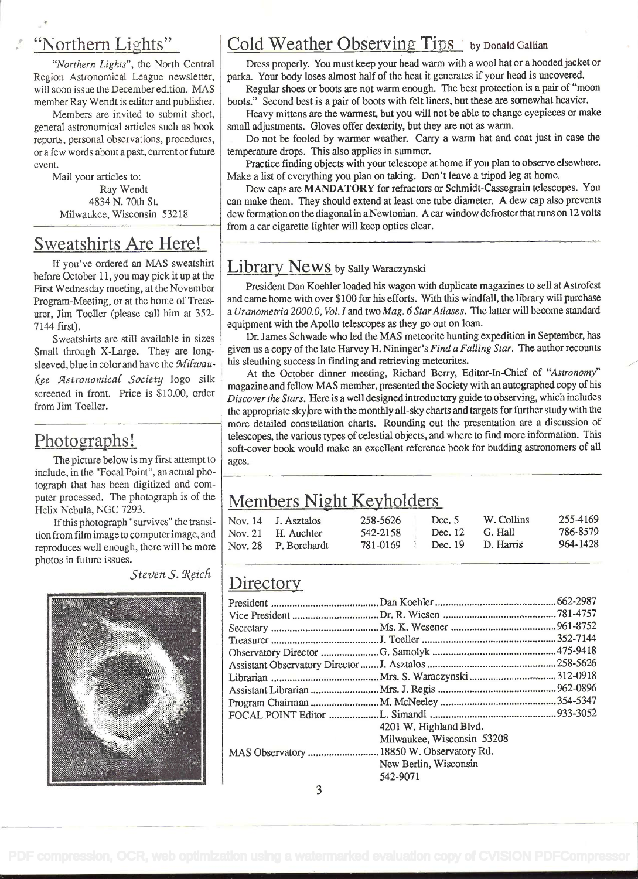## "Northern Lights"

*"Northern Lights"*, the North Central Region Astronomical League newsletter, will soon issue the December edition. MAS member Ray Wendt is editor and publisher.

Members are invited to submit short, general astronomical articles such as book reports, personal observations, procedures, or a few words about a past, current or future event.

Mail your articles to:

Ray Wendt
4834 N. 70th St.
Milwaukee, Wisconsin 53218

## Sweatshirts Are Here!

If you've ordered an MAS sweatshirt before October 11, you may pick it up at the First Wednesday meeting, at the November Program-Meeting, or at the home of Treasurer, Jim Toeller (please call him at 352-7144 first).

Sweatshirts are still available in sizes Small through X-Large. They are long-sleeved, blue in color and have the *Milwaukee Astronomical Society* logo silk screened in front. Price is $10.00, order from Jim Toeller.

## Photographs!

The picture below is my first attempt to include, in the "Focal Point", an actual photograph that has been digitized and computer processed. The photograph is of the Helix Nebula, NGC 7293.

If this photograph "survives" the transition from film image to computer image, and reproduces well enough, there will be more photos in future issues.

*Steven S. Reich*

## Cold Weather Observing Tips by Donald Gallian

Dress properly. You must keep your head warm with a wool hat or a hooded jacket or parka. Your body loses almost half of the heat it generates if your head is uncovered.

Regular shoes or boots are not warm enough. The best protection is a pair of "moon boots." Second best is a pair of boots with felt liners, but these are somewhat heavier.

Heavy mittens are the warmest, but you will not be able to change eyepieces or make small adjustments. Gloves offer dexterity, but they are not as warm.

Do not be fooled by warmer weather. Carry a warm hat and coat just in case the temperature drops. This also applies in summer.

Practice finding objects with your telescope at home if you plan to observe elsewhere. Make a list of everything you plan on taking. Don't leave a tripod leg at home.

Dew caps are **MANDATORY** for refractors or Schmidt-Cassegrain telescopes. You can make them. They should extend at least one tube diameter. A dew cap also prevents dew formation on the diagonal in a Newtonian. A car window defroster that runs on 12 volts from a car cigarette lighter will keep optics clear.

## Library News by Sally Waraczynski

President Dan Koehler loaded his wagon with duplicate magazines to sell at Astrofest and came home with over $100 for his efforts. With this windfall, the library will purchase a *Uranometria 2000.0, Vol. I* and two *Mag. 6 Star Atlases*. The latter will become standard equipment with the Apollo telescopes as they go out on loan.

Dr. James Schwade who led the MAS meteorite hunting expedition in September, has given us a copy of the late Harvey H. Nininger's *Find a Falling Star*. The author recounts his sleuthing success in finding and retrieving meteorites.

At the October dinner meeting, Richard Berry, Editor-In-Chief of *"Astronomy"* magazine and fellow MAS member, presented the Society with an autographed copy of his *Discover the Stars*. Here is a well designed introductory guide to observing, which includes the appropriate skylore with the monthly all-sky charts and targets for further study with the more detailed constellation charts. Rounding out the presentation are a discussion of telescopes, the various types of celestial objects, and where to find more information. This soft-cover book would make an excellent reference book for budding astronomers of all ages.

## Members Night Keyholders

| | | | | | |
|---|---|---|---|---|---|
| Nov. 14 | J. Asztalos | 258-5626 | Dec. 5 | W. Collins | 255-4169 |
| Nov. 21 | H. Auchter | 542-2158 | Dec. 12 | G. Hall | 786-8579 |
| Nov. 28 | P. Borchardt | 781-0169 | Dec. 19 | D. Harris | 964-1428 |

## Directory

| | | |
|---|---|---|
| President | Dan Koehler | 662-2987 |
| Vice President | Dr. R. Wiesen | 781-4757 |
| Secretary | Ms. K. Wesener | 961-8752 |
| Treasurer | J. Toeller | 352-7144 |
| Observatory Director | G. Samolyk | 475-9418 |
| Assistant Observatory Director | J. Asztalos | 258-5626 |
| Librarian | Mrs. S. Waraczynski | 312-0918 |
| Assistant Librarian | Mrs. J. Regis | 962-0896 |
| Program Chairman | M. McNeeley | 354-5347 |
| FOCAL POINT Editor | L. Simandl<br>4201 W. Highland Blvd.<br>Milwaukee, Wisconsin 53208 | 933-3052 |
| MAS Observatory | 18850 W. Observatory Rd.<br>New Berlin, Wisconsin<br>542-9071 | |